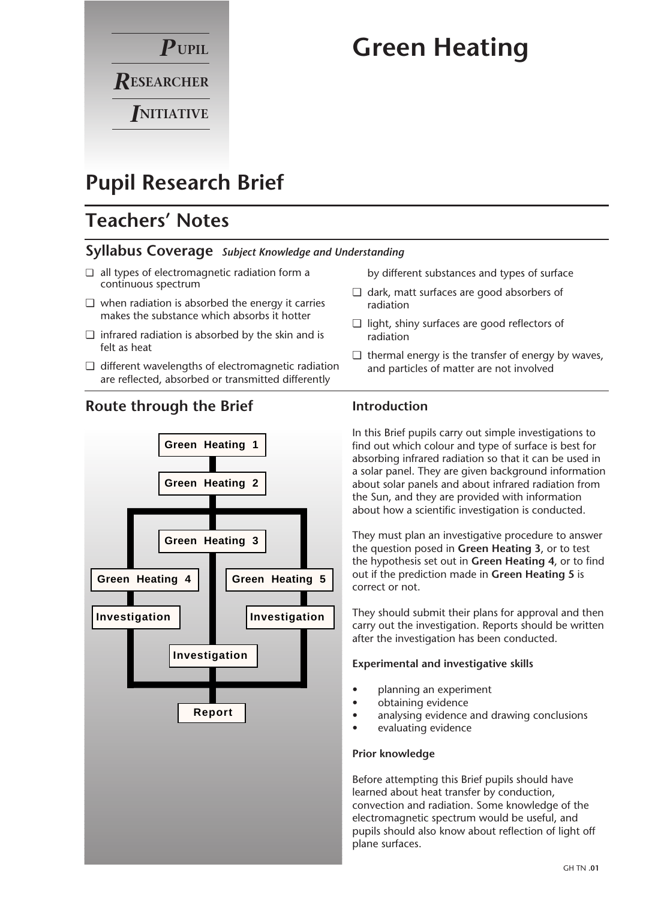**Pupil Researcher Initiative**

# Green Heating

## Pupil Research Brief

## Teachers' Notes

### Syllabus Coverage *Subject Knowledge and Understanding*

- ❑ all types of electromagnetic radiation form a continuous spectrum
- ❑ when radiation is absorbed the energy it carries makes the substance which absorbs it hotter
- ❑ infrared radiation is absorbed by the skin and is felt as heat
- ❑ different wavelengths of electromagnetic radiation are reflected, absorbed or transmitted differently by different substances and types of surface
- ❑ dark, matt surfaces are good absorbers of radiation
- ❑ light, shiny surfaces are good reflectors of radiation
- ❑ thermal energy is the transfer of energy by waves, and particles of matter are not involved

### Route through the Brief

Green Heating 1 → Green Heating 2 → branches to Green Heating 3, Green Heating 4, Green Heating 5

- Green Heating 3 → Investigation
- Green Heating 4 → Investigation
- Green Heating 5 → Investigation

All → Report

### Introduction

In this Brief pupils carry out simple investigations to find out which colour and type of surface is best for absorbing infrared radiation so that it can be used in a solar panel. They are given background information about solar panels and about infrared radiation from the Sun, and they are provided with information about how a scientific investigation is conducted.

They must plan an investigative procedure to answer the question posed in **Green Heating 3**, or to test the hypothesis set out in **Green Heating 4**, or to find out if the prediction made in **Green Heating 5** is correct or not.

They should submit their plans for approval and then carry out the investigation. Reports should be written after the investigation has been conducted.

**Experimental and investigative skills**

- planning an experiment
- obtaining evidence
- analysing evidence and drawing conclusions
- evaluating evidence

**Prior knowledge**

Before attempting this Brief pupils should have learned about heat transfer by conduction, convection and radiation. Some knowledge of the electromagnetic spectrum would be useful, and pupils should also know about reflection of light off plane surfaces.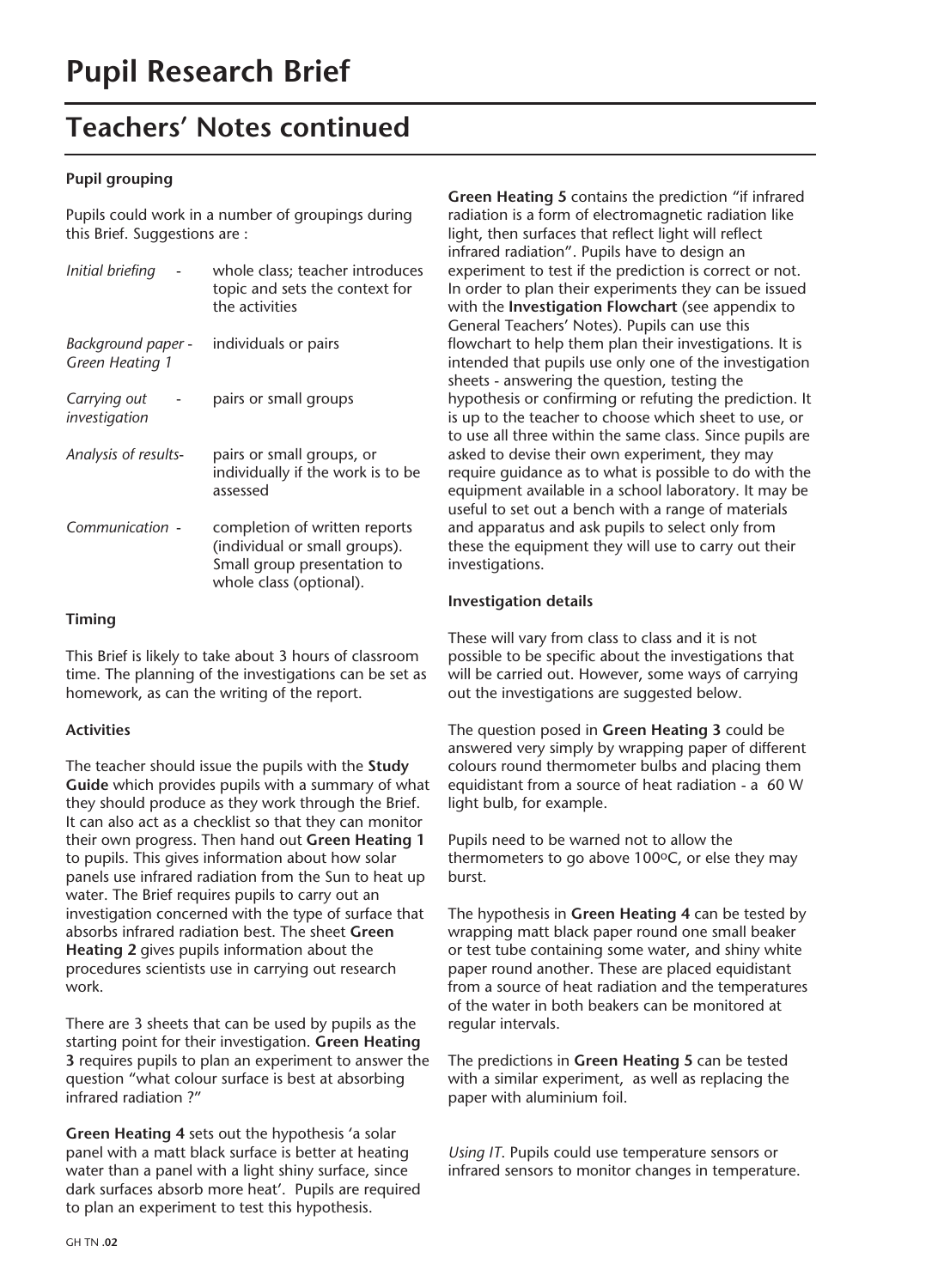# Pupil Research Brief

## Teachers' Notes continued

### Pupil grouping

Pupils could work in a number of groupings during this Brief. Suggestions are :

| | |
|---|---|
| *Initial briefing* - | whole class; teacher introduces topic and sets the context for the activities |
| *Background paper - Green Heating 1* | individuals or pairs |
| *Carrying out investigation* - | pairs or small groups |
| *Analysis of results-* | pairs or small groups, or individually if the work is to be assessed |
| *Communication* - | completion of written reports (individual or small groups). Small group presentation to whole class (optional). |

### Timing

This Brief is likely to take about 3 hours of classroom time. The planning of the investigations can be set as homework, as can the writing of the report.

### Activities

The teacher should issue the pupils with the **Study Guide** which provides pupils with a summary of what they should produce as they work through the Brief. It can also act as a checklist so that they can monitor their own progress. Then hand out **Green Heating 1** to pupils. This gives information about how solar panels use infrared radiation from the Sun to heat up water. The Brief requires pupils to carry out an investigation concerned with the type of surface that absorbs infrared radiation best. The sheet **Green Heating 2** gives pupils information about the procedures scientists use in carrying out research work.

There are 3 sheets that can be used by pupils as the starting point for their investigation. **Green Heating 3** requires pupils to plan an experiment to answer the question "what colour surface is best at absorbing infrared radiation ?"

**Green Heating 4** sets out the hypothesis 'a solar panel with a matt black surface is better at heating water than a panel with a light shiny surface, since dark surfaces absorb more heat'. Pupils are required to plan an experiment to test this hypothesis.

**Green Heating 5** contains the prediction "if infrared radiation is a form of electromagnetic radiation like light, then surfaces that reflect light will reflect infrared radiation". Pupils have to design an experiment to test if the prediction is correct or not. In order to plan their experiments they can be issued with the **Investigation Flowchart** (see appendix to General Teachers' Notes). Pupils can use this flowchart to help them plan their investigations. It is intended that pupils use only one of the investigation sheets - answering the question, testing the hypothesis or confirming or refuting the prediction. It is up to the teacher to choose which sheet to use, or to use all three within the same class. Since pupils are asked to devise their own experiment, they may require guidance as to what is possible to do with the equipment available in a school laboratory. It may be useful to set out a bench with a range of materials and apparatus and ask pupils to select only from these the equipment they will use to carry out their investigations.

### Investigation details

These will vary from class to class and it is not possible to be specific about the investigations that will be carried out. However, some ways of carrying out the investigations are suggested below.

The question posed in **Green Heating 3** could be answered very simply by wrapping paper of different colours round thermometer bulbs and placing them equidistant from a source of heat radiation - a 60 W light bulb, for example.

Pupils need to be warned not to allow the thermometers to go above 100°C, or else they may burst.

The hypothesis in **Green Heating 4** can be tested by wrapping matt black paper round one small beaker or test tube containing some water, and shiny white paper round another. These are placed equidistant from a source of heat radiation and the temperatures of the water in both beakers can be monitored at regular intervals.

The predictions in **Green Heating 5** can be tested with a similar experiment, as well as replacing the paper with aluminium foil.

*Using IT*. Pupils could use temperature sensors or infrared sensors to monitor changes in temperature.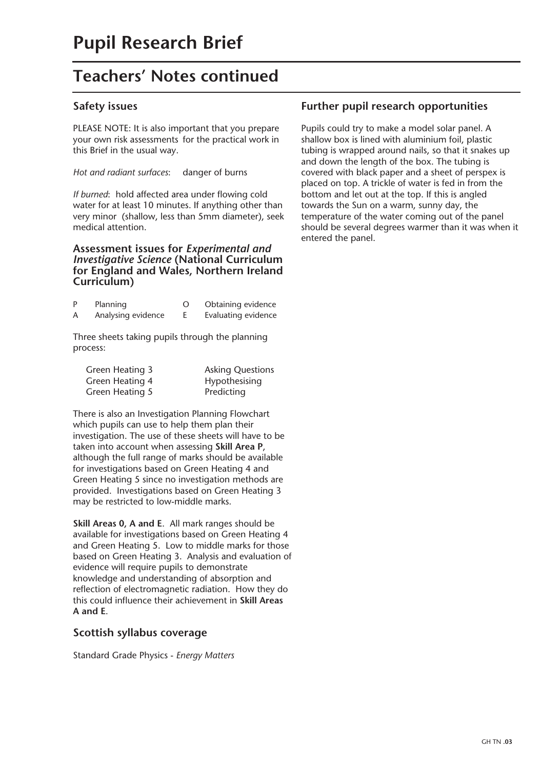# Pupil Research Brief

## Teachers' Notes continued

### Safety issues

PLEASE NOTE: It is also important that you prepare your own risk assessments for the practical work in this Brief in the usual way.

*Hot and radiant surfaces*: danger of burns

*If burned*: hold affected area under flowing cold water for at least 10 minutes. If anything other than very minor (shallow, less than 5mm diameter), seek medical attention.

### Assessment issues for *Experimental and Investigative Science* (National Curriculum for England and Wales, Northern Ireland Curriculum)

| | | | |
|---|---|---|---|
| P | Planning | O | Obtaining evidence |
| A | Analysing evidence | E | Evaluating evidence |

Three sheets taking pupils through the planning process:

| | |
|---|---|
| Green Heating 3 | Asking Questions |
| Green Heating 4 | Hypothesising |
| Green Heating 5 | Predicting |

There is also an Investigation Planning Flowchart which pupils can use to help them plan their investigation. The use of these sheets will have to be taken into account when assessing **Skill Area P**, although the full range of marks should be available for investigations based on Green Heating 4 and Green Heating 5 since no investigation methods are provided. Investigations based on Green Heating 3 may be restricted to low-middle marks.

**Skill Areas 0, A and E**. All mark ranges should be available for investigations based on Green Heating 4 and Green Heating 5. Low to middle marks for those based on Green Heating 3. Analysis and evaluation of evidence will require pupils to demonstrate knowledge and understanding of absorption and reflection of electromagnetic radiation. How they do this could influence their achievement in **Skill Areas A and E**.

### Scottish syllabus coverage

Standard Grade Physics - *Energy Matters*

### Further pupil research opportunities

Pupils could try to make a model solar panel. A shallow box is lined with aluminium foil, plastic tubing is wrapped around nails, so that it snakes up and down the length of the box. The tubing is covered with black paper and a sheet of perspex is placed on top. A trickle of water is fed in from the bottom and let out at the top. If this is angled towards the Sun on a warm, sunny day, the temperature of the water coming out of the panel should be several degrees warmer than it was when it entered the panel.